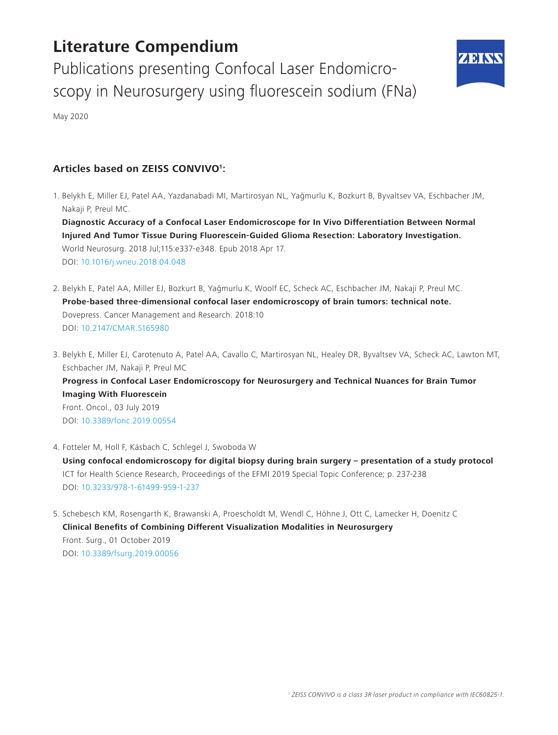# Literature Compendium

## Publications presenting Confocal Laser Endomicroscopy in Neurosurgery using fluorescein sodium (FNa)

May 2020

### Articles based on ZEISS CONVIVO[1]:

1. Belykh E, Miller EJ, Patel AA, Yazdanabadi MI, Martirosyan NL, Yağmurlu K, Bozkurt B, Byvaltsev VA, Eschbacher JM, Nakaji P, Preul MC.
   **Diagnostic Accuracy of a Confocal Laser Endomicroscope for In Vivo Differentiation Between Normal Injured And Tumor Tissue During Fluorescein-Guided Glioma Resection: Laboratory Investigation.**
   World Neurosurg. 2018 Jul;115:e337-e348. Epub 2018 Apr 17.
   DOI: 10.1016/j.wneu.2018.04.048

2. Belykh E, Patel AA, Miller EJ, Bozkurt B, Yağmurlu K, Woolf EC, Scheck AC, Eschbacher JM, Nakaji P, Preul MC.
   **Probe-based three-dimensional confocal laser endomicroscopy of brain tumors: technical note.**
   Dovepress. Cancer Management and Research. 2018:10
   DOI: 10.2147/CMAR.S165980

3. Belykh E, Miller EJ, Carotenuto A, Patel AA, Cavallo C, Martirosyan NL, Healey DR, Byvaltsev VA, Scheck AC, Lawton MT, Eschbacher JM, Nakaji P, Preul MC
   **Progress in Confocal Laser Endomicroscopy for Neurosurgery and Technical Nuances for Brain Tumor Imaging With Fluorescein**
   Front. Oncol., 03 July 2019
   DOI: 10.3389/fonc.2019.00554

4. Fotteler M, Holl F, Käsbach C, Schlegel J, Swoboda W
   **Using confocal endomicroscopy for digital biopsy during brain surgery – presentation of a study protocol**
   ICT for Health Science Research, Proceedings of the EFMI 2019 Special Topic Conference; p. 237-238
   DOI: 10.3233/978-1-61499-959-1-237

5. Schebesch KM, Rosengarth K, Brawanski A, Proescholdt M, Wendl C, Höhne J, Ott C, Lamecker H, Doenitz C
   **Clinical Benefits of Combining Different Visualization Modalities in Neurosurgery**
   Front. Surg., 01 October 2019
   DOI: 10.3389/fsurg.2019.00056

[1] *ZEISS CONVIVO is a class 3R laser product in compliance with IEC60825-1.*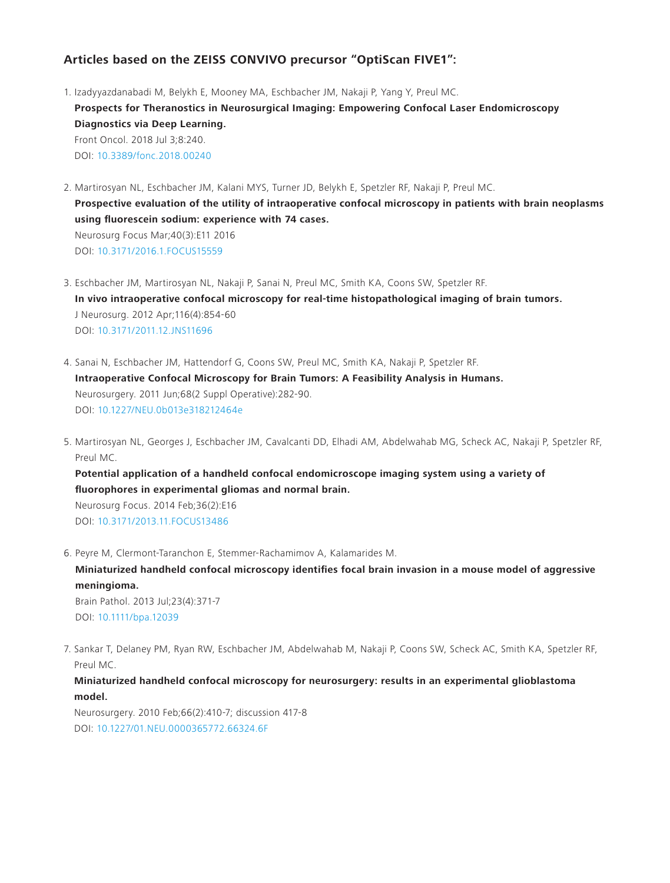## Articles based on the ZEISS CONVIVO precursor "OptiScan FIVE1":

1. Izadyyazdanabadi M, Belykh E, Mooney MA, Eschbacher JM, Nakaji P, Yang Y, Preul MC.
   **Prospects for Theranostics in Neurosurgical Imaging: Empowering Confocal Laser Endomicroscopy Diagnostics via Deep Learning.**
   Front Oncol. 2018 Jul 3;8:240.
   DOI: 10.3389/fonc.2018.00240

2. Martirosyan NL, Eschbacher JM, Kalani MYS, Turner JD, Belykh E, Spetzler RF, Nakaji P, Preul MC.
   **Prospective evaluation of the utility of intraoperative confocal microscopy in patients with brain neoplasms using fluorescein sodium: experience with 74 cases.**
   Neurosurg Focus Mar;40(3):E11 2016
   DOI: 10.3171/2016.1.FOCUS15559

3. Eschbacher JM, Martirosyan NL, Nakaji P, Sanai N, Preul MC, Smith KA, Coons SW, Spetzler RF.
   **In vivo intraoperative confocal microscopy for real-time histopathological imaging of brain tumors.**
   J Neurosurg. 2012 Apr;116(4):854-60
   DOI: 10.3171/2011.12.JNS11696

4. Sanai N, Eschbacher JM, Hattendorf G, Coons SW, Preul MC, Smith KA, Nakaji P, Spetzler RF.
   **Intraoperative Confocal Microscopy for Brain Tumors: A Feasibility Analysis in Humans.**
   Neurosurgery. 2011 Jun;68(2 Suppl Operative):282-90.
   DOI: 10.1227/NEU.0b013e318212464e

5. Martirosyan NL, Georges J, Eschbacher JM, Cavalcanti DD, Elhadi AM, Abdelwahab MG, Scheck AC, Nakaji P, Spetzler RF, Preul MC.
   **Potential application of a handheld confocal endomicroscope imaging system using a variety of fluorophores in experimental gliomas and normal brain.**
   Neurosurg Focus. 2014 Feb;36(2):E16
   DOI: 10.3171/2013.11.FOCUS13486

6. Peyre M, Clermont-Taranchon E, Stemmer-Rachamimov A, Kalamarides M.
   **Miniaturized handheld confocal microscopy identifies focal brain invasion in a mouse model of aggressive meningioma.**
   Brain Pathol. 2013 Jul;23(4):371-7
   DOI: 10.1111/bpa.12039

7. Sankar T, Delaney PM, Ryan RW, Eschbacher JM, Abdelwahab M, Nakaji P, Coons SW, Scheck AC, Smith KA, Spetzler RF, Preul MC.
   **Miniaturized handheld confocal microscopy for neurosurgery: results in an experimental glioblastoma model.**
   Neurosurgery. 2010 Feb;66(2):410-7; discussion 417-8
   DOI: 10.1227/01.NEU.0000365772.66324.6F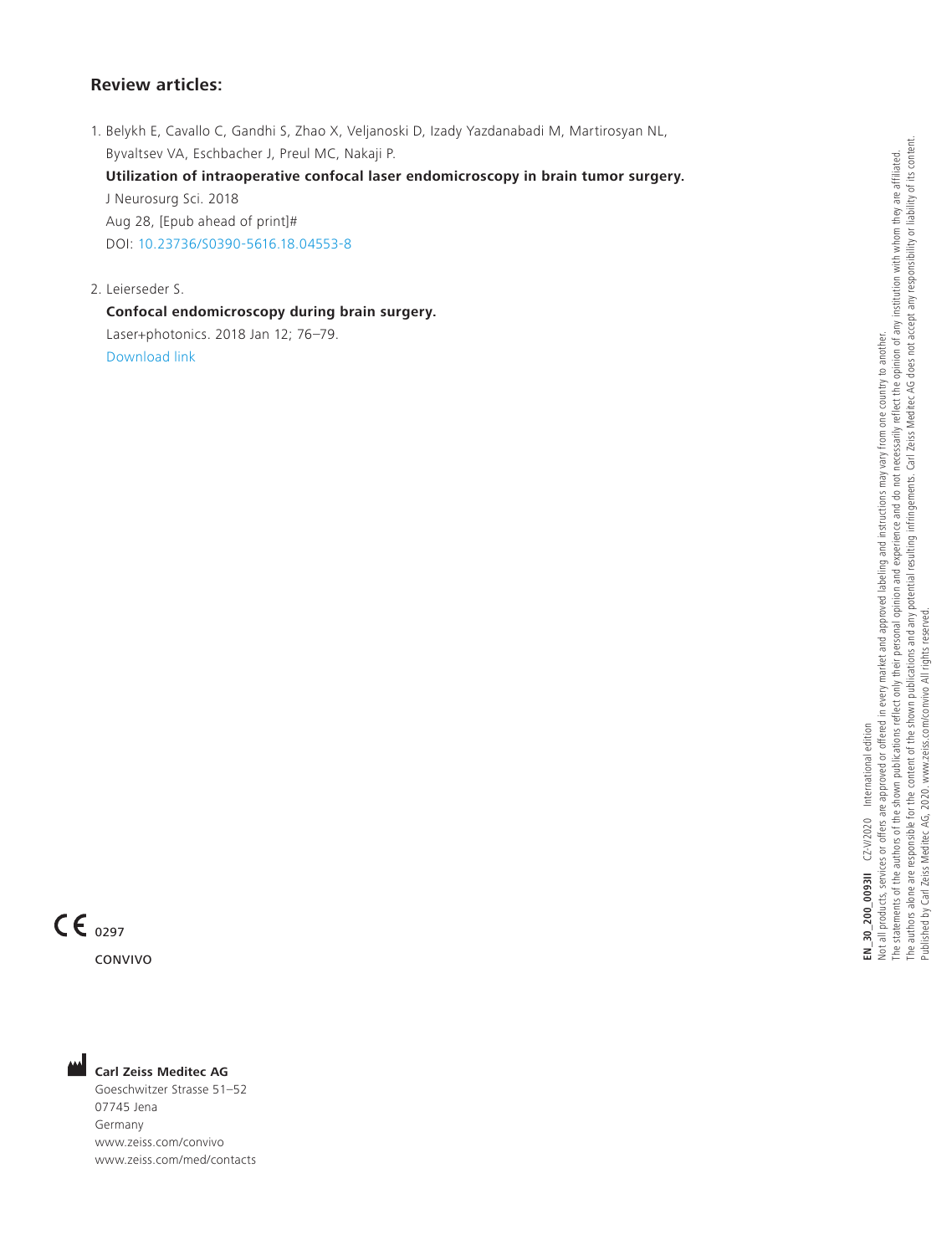## Review articles:

1. Belykh E, Cavallo C, Gandhi S, Zhao X, Veljanoski D, Izady Yazdanabadi M, Martirosyan NL, Byvaltsev VA, Eschbacher J, Preul MC, Nakaji P.
   **Utilization of intraoperative confocal laser endomicroscopy in brain tumor surgery.**
   J Neurosurg Sci. 2018
   Aug 28, [Epub ahead of print]#
   DOI: 10.23736/S0390-5616.18.04553-8

2. Leierseder S.
   **Confocal endomicroscopy during brain surgery.**
   Laser+photonics. 2018 Jan 12; 76–79.
   Download link

CE 0297

CONVIVO

**Carl Zeiss Meditec AG**
Goeschwitzer Strasse 51–52
07745 Jena
Germany
www.zeiss.com/convivo
www.zeiss.com/med/contacts

**EN_30_200_0093II** CZ-V/2020 International edition
Not all products, services or offers are approved or offered in every market and approved labeling and instructions may vary from one country to another.
The statements of the authors of the shown publications reflect only their personal opinion and experience and do not necessarily reflect the opinion of any institution with whom they are affiliated.
The authors alone are responsible for the content of the shown publications and any potential resulting infringements. Carl Zeiss Meditec AG does not accept any responsibility or liability of its content.
Published by Carl Zeiss Meditec AG, 2020. www.zeiss.com/convivo All rights reserved.